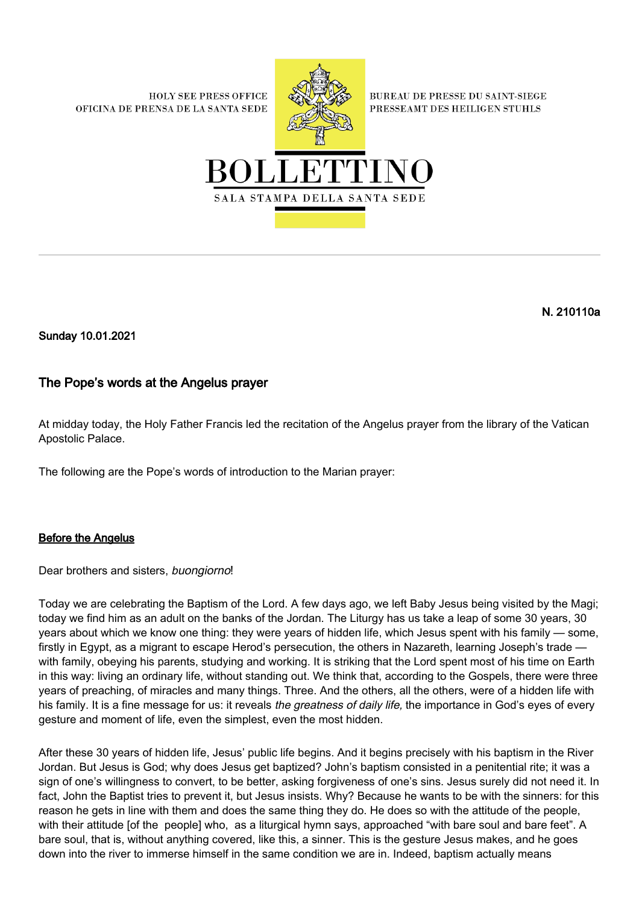HOLY SEE PRESS OFFICE
OFICINA DE PRENSA DE LA SANTA SEDE

BUREAU DE PRESSE DU SAINT-SIEGE
PRESSEAMT DES HEILIGEN STUHLS

# BOLLETTINO

SALA STAMPA DELLA SANTA SEDE

**N. 210110a**

**Sunday 10.01.2021**

## The Pope's words at the Angelus prayer

At midday today, the Holy Father Francis led the recitation of the Angelus prayer from the library of the Vatican Apostolic Palace.

The following are the Pope's words of introduction to the Marian prayer:

### Before the Angelus

Dear brothers and sisters, *buongiorno*!

Today we are celebrating the Baptism of the Lord. A few days ago, we left Baby Jesus being visited by the Magi; today we find him as an adult on the banks of the Jordan. The Liturgy has us take a leap of some 30 years, 30 years about which we know one thing: they were years of hidden life, which Jesus spent with his family — some, firstly in Egypt, as a migrant to escape Herod's persecution, the others in Nazareth, learning Joseph's trade — with family, obeying his parents, studying and working. It is striking that the Lord spent most of his time on Earth in this way: living an ordinary life, without standing out. We think that, according to the Gospels, there were three years of preaching, of miracles and many things. Three. And the others, all the others, were of a hidden life with his family. It is a fine message for us: it reveals *the greatness of daily life,* the importance in God's eyes of every gesture and moment of life, even the simplest, even the most hidden.

After these 30 years of hidden life, Jesus' public life begins. And it begins precisely with his baptism in the River Jordan. But Jesus is God; why does Jesus get baptized? John's baptism consisted in a penitential rite; it was a sign of one's willingness to convert, to be better, asking forgiveness of one's sins. Jesus surely did not need it. In fact, John the Baptist tries to prevent it, but Jesus insists. Why? Because he wants to be with the sinners: for this reason he gets in line with them and does the same thing they do. He does so with the attitude of the people, with their attitude [of the people] who, as a liturgical hymn says, approached "with bare soul and bare feet". A bare soul, that is, without anything covered, like this, a sinner. This is the gesture Jesus makes, and he goes down into the river to immerse himself in the same condition we are in. Indeed, baptism actually means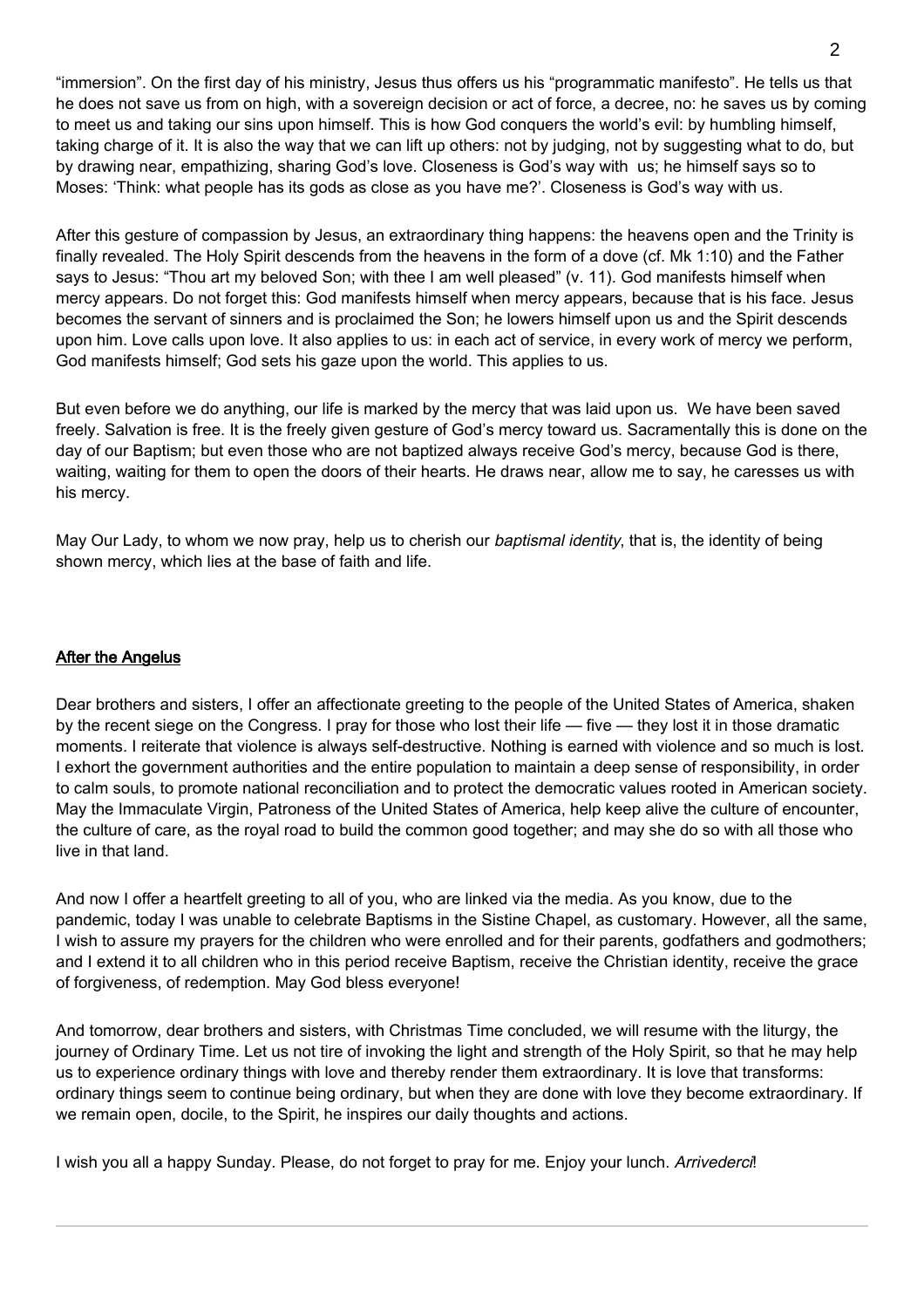"immersion". On the first day of his ministry, Jesus thus offers us his "programmatic manifesto". He tells us that he does not save us from on high, with a sovereign decision or act of force, a decree, no: he saves us by coming to meet us and taking our sins upon himself. This is how God conquers the world's evil: by humbling himself, taking charge of it. It is also the way that we can lift up others: not by judging, not by suggesting what to do, but by drawing near, empathizing, sharing God's love. Closeness is God's way with us; he himself says so to Moses: 'Think: what people has its gods as close as you have me?'. Closeness is God's way with us.

After this gesture of compassion by Jesus, an extraordinary thing happens: the heavens open and the Trinity is finally revealed. The Holy Spirit descends from the heavens in the form of a dove (cf. Mk 1:10) and the Father says to Jesus: "Thou art my beloved Son; with thee I am well pleased" (v. 11). God manifests himself when mercy appears. Do not forget this: God manifests himself when mercy appears, because that is his face. Jesus becomes the servant of sinners and is proclaimed the Son; he lowers himself upon us and the Spirit descends upon him. Love calls upon love. It also applies to us: in each act of service, in every work of mercy we perform, God manifests himself; God sets his gaze upon the world. This applies to us.

But even before we do anything, our life is marked by the mercy that was laid upon us. We have been saved freely. Salvation is free. It is the freely given gesture of God's mercy toward us. Sacramentally this is done on the day of our Baptism; but even those who are not baptized always receive God's mercy, because God is there, waiting, waiting for them to open the doors of their hearts. He draws near, allow me to say, he caresses us with his mercy.

May Our Lady, to whom we now pray, help us to cherish our *baptismal identity*, that is, the identity of being shown mercy, which lies at the base of faith and life.

## After the Angelus

Dear brothers and sisters, I offer an affectionate greeting to the people of the United States of America, shaken by the recent siege on the Congress. I pray for those who lost their life — five — they lost it in those dramatic moments. I reiterate that violence is always self-destructive. Nothing is earned with violence and so much is lost. I exhort the government authorities and the entire population to maintain a deep sense of responsibility, in order to calm souls, to promote national reconciliation and to protect the democratic values rooted in American society. May the Immaculate Virgin, Patroness of the United States of America, help keep alive the culture of encounter, the culture of care, as the royal road to build the common good together; and may she do so with all those who live in that land.

And now I offer a heartfelt greeting to all of you, who are linked via the media. As you know, due to the pandemic, today I was unable to celebrate Baptisms in the Sistine Chapel, as customary. However, all the same, I wish to assure my prayers for the children who were enrolled and for their parents, godfathers and godmothers; and I extend it to all children who in this period receive Baptism, receive the Christian identity, receive the grace of forgiveness, of redemption. May God bless everyone!

And tomorrow, dear brothers and sisters, with Christmas Time concluded, we will resume with the liturgy, the journey of Ordinary Time. Let us not tire of invoking the light and strength of the Holy Spirit, so that he may help us to experience ordinary things with love and thereby render them extraordinary. It is love that transforms: ordinary things seem to continue being ordinary, but when they are done with love they become extraordinary. If we remain open, docile, to the Spirit, he inspires our daily thoughts and actions.

I wish you all a happy Sunday. Please, do not forget to pray for me. Enjoy your lunch. *Arrivederci*!